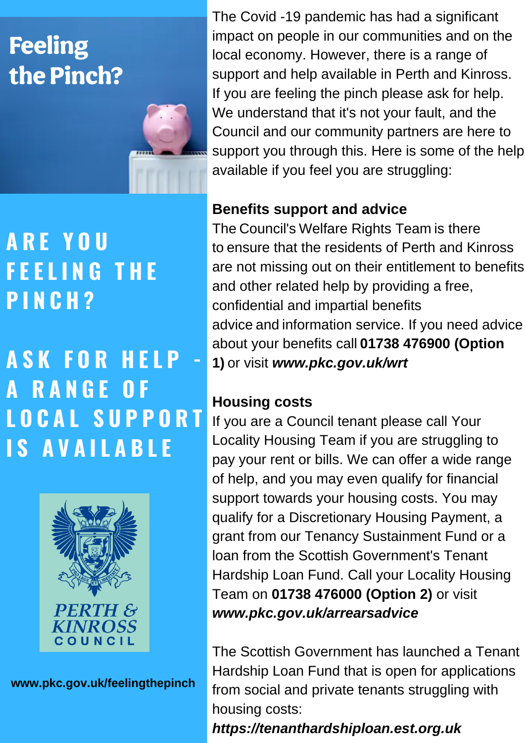# Feeling the Pinch?

## ARE YOU FEELING THE PINCH?

## ASK FOR HELP - A RANGE OF LOCAL SUPPORT IS AVAILABLE

PERTH & KINROSS COUNCIL

www.pkc.gov.uk/feelingthepinch

The Covid -19 pandemic has had a significant impact on people in our communities and on the local economy. However, there is a range of support and help available in Perth and Kinross. If you are feeling the pinch please ask for help. We understand that it's not your fault, and the Council and our community partners are here to support you through this. Here is some of the help available if you feel you are struggling:

### Benefits support and advice

The Council's Welfare Rights Team is there to ensure that the residents of Perth and Kinross are not missing out on their entitlement to benefits and other related help by providing a free, confidential and impartial benefits advice and information service. If you need advice about your benefits call **01738 476900 (Option 1)** or visit ***www.pkc.gov.uk/wrt***

### Housing costs

If you are a Council tenant please call Your Locality Housing Team if you are struggling to pay your rent or bills. We can offer a wide range of help, and you may even qualify for financial support towards your housing costs. You may qualify for a Discretionary Housing Payment, a grant from our Tenancy Sustainment Fund or a loan from the Scottish Government's Tenant Hardship Loan Fund. Call your Locality Housing Team on **01738 476000 (Option 2)** or visit ***www.pkc.gov.uk/arrearsadvice***

The Scottish Government has launched a Tenant Hardship Loan Fund that is open for applications from social and private tenants struggling with housing costs: ***https://tenanthardshiploan.est.org.uk***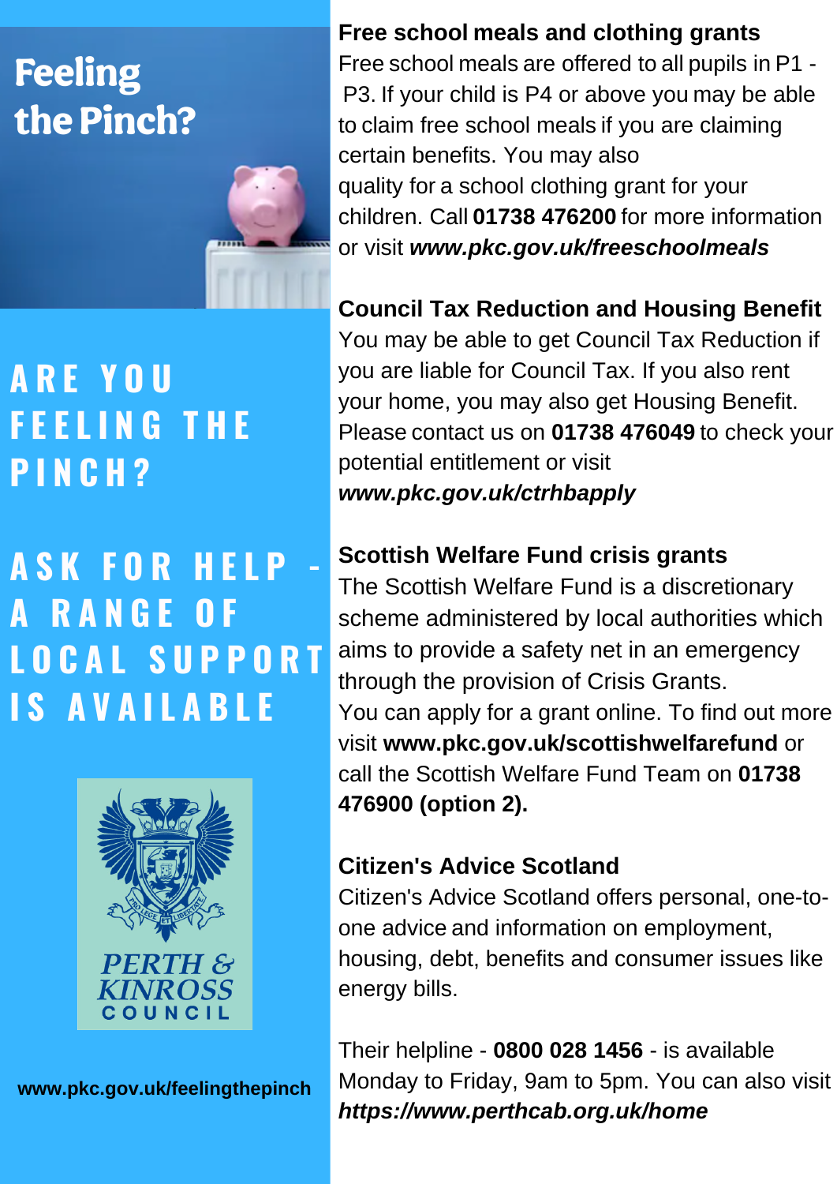# Feeling the Pinch?

## ARE YOU FEELING THE PINCH?

## ASK FOR HELP - A RANGE OF LOCAL SUPPORT IS AVAILABLE

PERTH & KINROSS COUNCIL

**www.pkc.gov.uk/feelingthepinch**

### Free school meals and clothing grants

Free school meals are offered to all pupils in P1 - P3. If your child is P4 or above you may be able to claim free school meals if you are claiming certain benefits. You may also quality for a school clothing grant for your children. Call **01738 476200** for more information or visit ***www.pkc.gov.uk/freeschoolmeals***

### Council Tax Reduction and Housing Benefit

You may be able to get Council Tax Reduction if you are liable for Council Tax. If you also rent your home, you may also get Housing Benefit. Please contact us on **01738 476049** to check your potential entitlement or visit ***www.pkc.gov.uk/ctrhbapply***

### Scottish Welfare Fund crisis grants

The Scottish Welfare Fund is a discretionary scheme administered by local authorities which aims to provide a safety net in an emergency through the provision of Crisis Grants.

You can apply for a grant online. To find out more visit **www.pkc.gov.uk/scottishwelfarefund** or call the Scottish Welfare Fund Team on **01738 476900 (option 2).**

### Citizen's Advice Scotland

Citizen's Advice Scotland offers personal, one-to-one advice and information on employment, housing, debt, benefits and consumer issues like energy bills.

Their helpline - **0800 028 1456** - is available Monday to Friday, 9am to 5pm. You can also visit ***https://www.perthcab.org.uk/home***